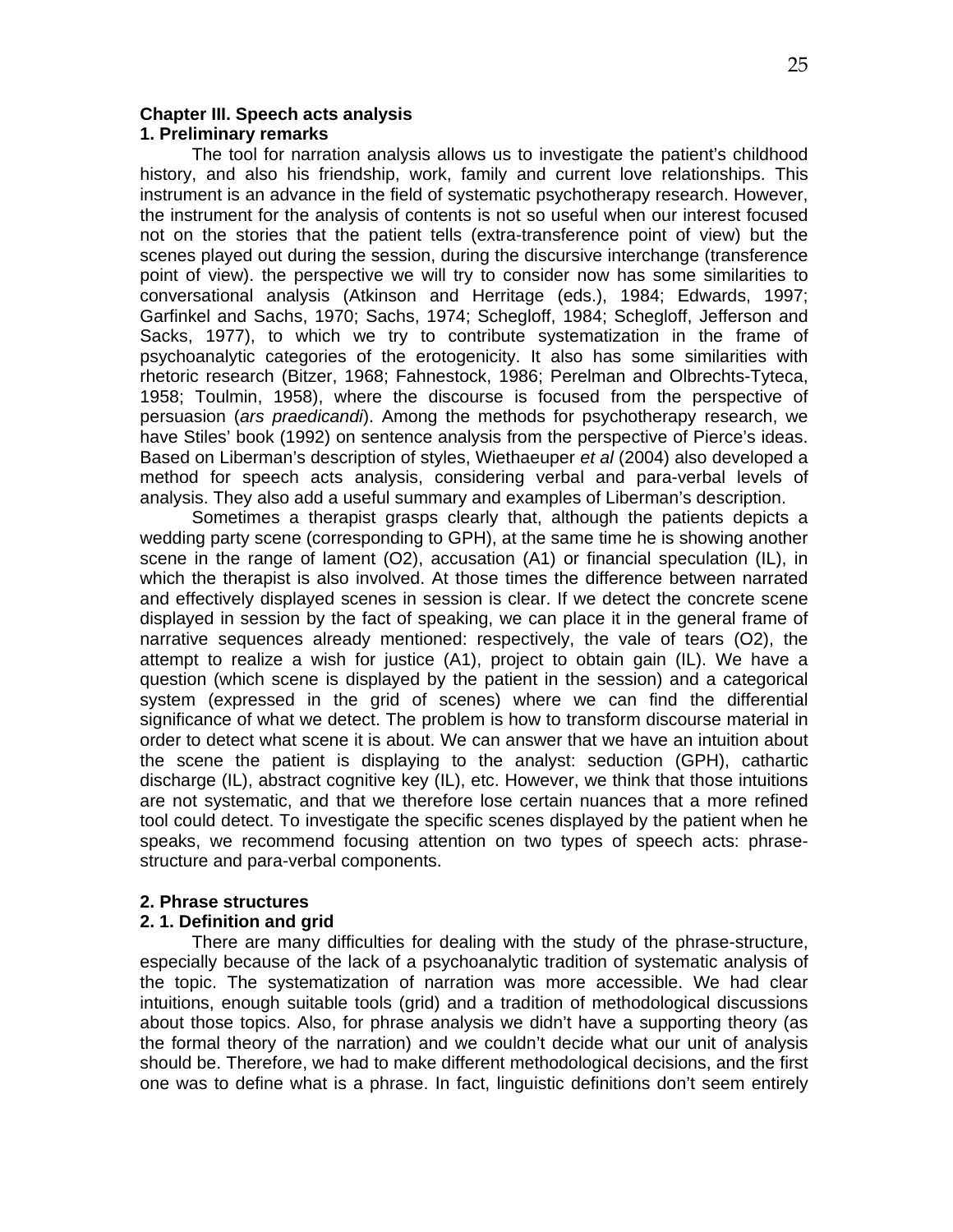## Chapter III. Speech acts analysis

### 1. Preliminary remarks

The tool for narration analysis allows us to investigate the patient's childhood history, and also his friendship, work, family and current love relationships. This instrument is an advance in the field of systematic psychotherapy research. However, the instrument for the analysis of contents is not so useful when our interest focused not on the stories that the patient tells (extra-transference point of view) but the scenes played out during the session, during the discursive interchange (transference point of view). the perspective we will try to consider now has some similarities to conversational analysis (Atkinson and Herritage (eds.), 1984; Edwards, 1997; Garfinkel and Sachs, 1970; Sachs, 1974; Schegloff, 1984; Schegloff, Jefferson and Sacks, 1977), to which we try to contribute systematization in the frame of psychoanalytic categories of the erotogenicity. It also has some similarities with rhetoric research (Bitzer, 1968; Fahnestock, 1986; Perelman and Olbrechts-Tyteca, 1958; Toulmin, 1958), where the discourse is focused from the perspective of persuasion (*ars praedicandi*). Among the methods for psychotherapy research, we have Stiles' book (1992) on sentence analysis from the perspective of Pierce's ideas. Based on Liberman's description of styles, Wiethaeuper *et al* (2004) also developed a method for speech acts analysis, considering verbal and para-verbal levels of analysis. They also add a useful summary and examples of Liberman's description.

Sometimes a therapist grasps clearly that, although the patients depicts a wedding party scene (corresponding to GPH), at the same time he is showing another scene in the range of lament (O2), accusation (A1) or financial speculation (IL), in which the therapist is also involved. At those times the difference between narrated and effectively displayed scenes in session is clear. If we detect the concrete scene displayed in session by the fact of speaking, we can place it in the general frame of narrative sequences already mentioned: respectively, the vale of tears (O2), the attempt to realize a wish for justice (A1), project to obtain gain (IL). We have a question (which scene is displayed by the patient in the session) and a categorical system (expressed in the grid of scenes) where we can find the differential significance of what we detect. The problem is how to transform discourse material in order to detect what scene it is about. We can answer that we have an intuition about the scene the patient is displaying to the analyst: seduction (GPH), cathartic discharge (IL), abstract cognitive key (IL), etc. However, we think that those intuitions are not systematic, and that we therefore lose certain nuances that a more refined tool could detect. To investigate the specific scenes displayed by the patient when he speaks, we recommend focusing attention on two types of speech acts: phrase-structure and para-verbal components.

### 2. Phrase structures

#### 2. 1. Definition and grid

There are many difficulties for dealing with the study of the phrase-structure, especially because of the lack of a psychoanalytic tradition of systematic analysis of the topic. The systematization of narration was more accessible. We had clear intuitions, enough suitable tools (grid) and a tradition of methodological discussions about those topics. Also, for phrase analysis we didn't have a supporting theory (as the formal theory of the narration) and we couldn't decide what our unit of analysis should be. Therefore, we had to make different methodological decisions, and the first one was to define what is a phrase. In fact, linguistic definitions don't seem entirely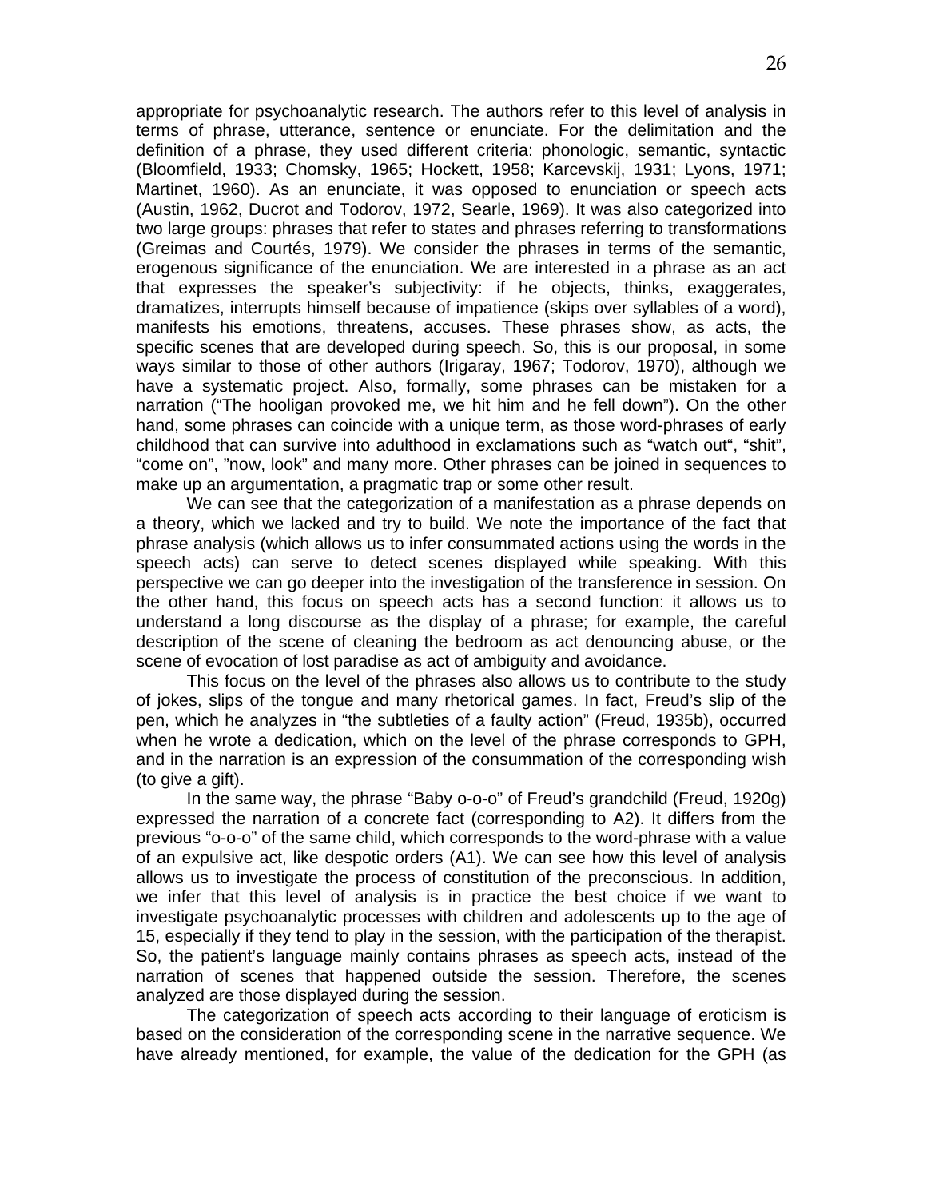appropriate for psychoanalytic research. The authors refer to this level of analysis in terms of phrase, utterance, sentence or enunciate. For the delimitation and the definition of a phrase, they used different criteria: phonologic, semantic, syntactic (Bloomfield, 1933; Chomsky, 1965; Hockett, 1958; Karcevskij, 1931; Lyons, 1971; Martinet, 1960). As an enunciate, it was opposed to enunciation or speech acts (Austin, 1962, Ducrot and Todorov, 1972, Searle, 1969). It was also categorized into two large groups: phrases that refer to states and phrases referring to transformations (Greimas and Courtés, 1979). We consider the phrases in terms of the semantic, erogenous significance of the enunciation. We are interested in a phrase as an act that expresses the speaker's subjectivity: if he objects, thinks, exaggerates, dramatizes, interrupts himself because of impatience (skips over syllables of a word), manifests his emotions, threatens, accuses. These phrases show, as acts, the specific scenes that are developed during speech. So, this is our proposal, in some ways similar to those of other authors (Irigaray, 1967; Todorov, 1970), although we have a systematic project. Also, formally, some phrases can be mistaken for a narration ("The hooligan provoked me, we hit him and he fell down"). On the other hand, some phrases can coincide with a unique term, as those word-phrases of early childhood that can survive into adulthood in exclamations such as "watch out", "shit", "come on", "now, look" and many more. Other phrases can be joined in sequences to make up an argumentation, a pragmatic trap or some other result.

We can see that the categorization of a manifestation as a phrase depends on a theory, which we lacked and try to build. We note the importance of the fact that phrase analysis (which allows us to infer consummated actions using the words in the speech acts) can serve to detect scenes displayed while speaking. With this perspective we can go deeper into the investigation of the transference in session. On the other hand, this focus on speech acts has a second function: it allows us to understand a long discourse as the display of a phrase; for example, the careful description of the scene of cleaning the bedroom as act denouncing abuse, or the scene of evocation of lost paradise as act of ambiguity and avoidance.

This focus on the level of the phrases also allows us to contribute to the study of jokes, slips of the tongue and many rhetorical games. In fact, Freud's slip of the pen, which he analyzes in "the subtleties of a faulty action" (Freud, 1935b), occurred when he wrote a dedication, which on the level of the phrase corresponds to GPH, and in the narration is an expression of the consummation of the corresponding wish (to give a gift).

In the same way, the phrase "Baby o-o-o" of Freud's grandchild (Freud, 1920g) expressed the narration of a concrete fact (corresponding to A2). It differs from the previous "o-o-o" of the same child, which corresponds to the word-phrase with a value of an expulsive act, like despotic orders (A1). We can see how this level of analysis allows us to investigate the process of constitution of the preconscious. In addition, we infer that this level of analysis is in practice the best choice if we want to investigate psychoanalytic processes with children and adolescents up to the age of 15, especially if they tend to play in the session, with the participation of the therapist. So, the patient's language mainly contains phrases as speech acts, instead of the narration of scenes that happened outside the session. Therefore, the scenes analyzed are those displayed during the session.

The categorization of speech acts according to their language of eroticism is based on the consideration of the corresponding scene in the narrative sequence. We have already mentioned, for example, the value of the dedication for the GPH (as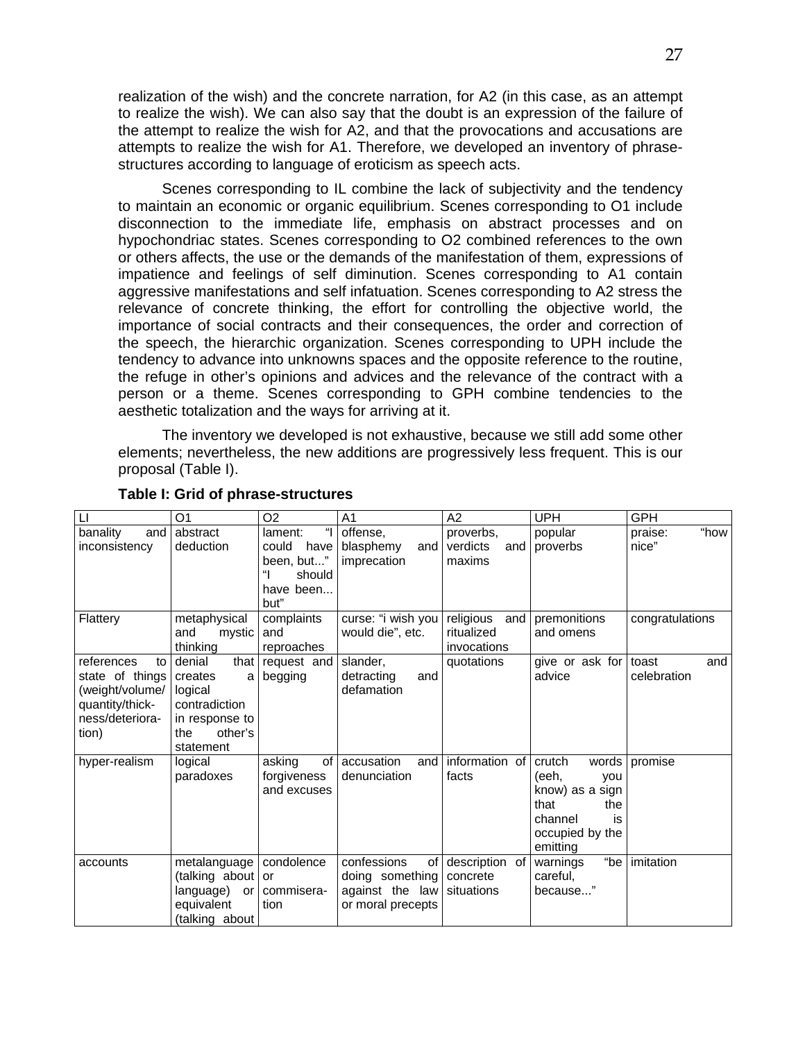realization of the wish) and the concrete narration, for A2 (in this case, as an attempt to realize the wish). We can also say that the doubt is an expression of the failure of the attempt to realize the wish for A2, and that the provocations and accusations are attempts to realize the wish for A1. Therefore, we developed an inventory of phrase-structures according to language of eroticism as speech acts.

Scenes corresponding to IL combine the lack of subjectivity and the tendency to maintain an economic or organic equilibrium. Scenes corresponding to O1 include disconnection to the immediate life, emphasis on abstract processes and on hypochondriac states. Scenes corresponding to O2 combined references to the own or others affects, the use or the demands of the manifestation of them, expressions of impatience and feelings of self diminution. Scenes corresponding to A1 contain aggressive manifestations and self infatuation. Scenes corresponding to A2 stress the relevance of concrete thinking, the effort for controlling the objective world, the importance of social contracts and their consequences, the order and correction of the speech, the hierarchic organization. Scenes corresponding to UPH include the tendency to advance into unknowns spaces and the opposite reference to the routine, the refuge in other's opinions and advices and the relevance of the contract with a person or a theme. Scenes corresponding to GPH combine tendencies to the aesthetic totalization and the ways for arriving at it.

The inventory we developed is not exhaustive, because we still add some other elements; nevertheless, the new additions are progressively less frequent. This is our proposal (Table I).

**Table I: Grid of phrase-structures**

| LI | O1 | O2 | A1 | A2 | UPH | GPH |
|---|---|---|---|---|---|---|
| banality and inconsistency | abstract deduction | lament: "I could have been, but..." "I should have been... but" | offense, blasphemy and imprecation | proverbs, verdicts and maxims | popular proverbs | praise: "how nice" |
| Flattery | metaphysical and mystic thinking | complaints and reproaches | curse: "i wish you would die", etc. | religious and ritualized invocations | premonitions and omens | congratulations |
| references to state of things (weight/volume/ quantity/thick-ness/deteriora-tion) | denial that creates a logical contradiction in response to the other's statement | request and begging | slander, detracting and defamation | quotations | give or ask for advice | toast and celebration |
| hyper-realism | logical paradoxes | asking of forgiveness and excuses | accusation and denunciation | information of facts | crutch words (eeh, you know) as a sign that the channel is occupied by the emitting | promise |
| accounts | metalanguage (talking about language) or equivalent (talking about | condolence or commisera-tion | confessions of doing something against the law or moral precepts | description of concrete situations | warnings "be careful, because..." | imitation |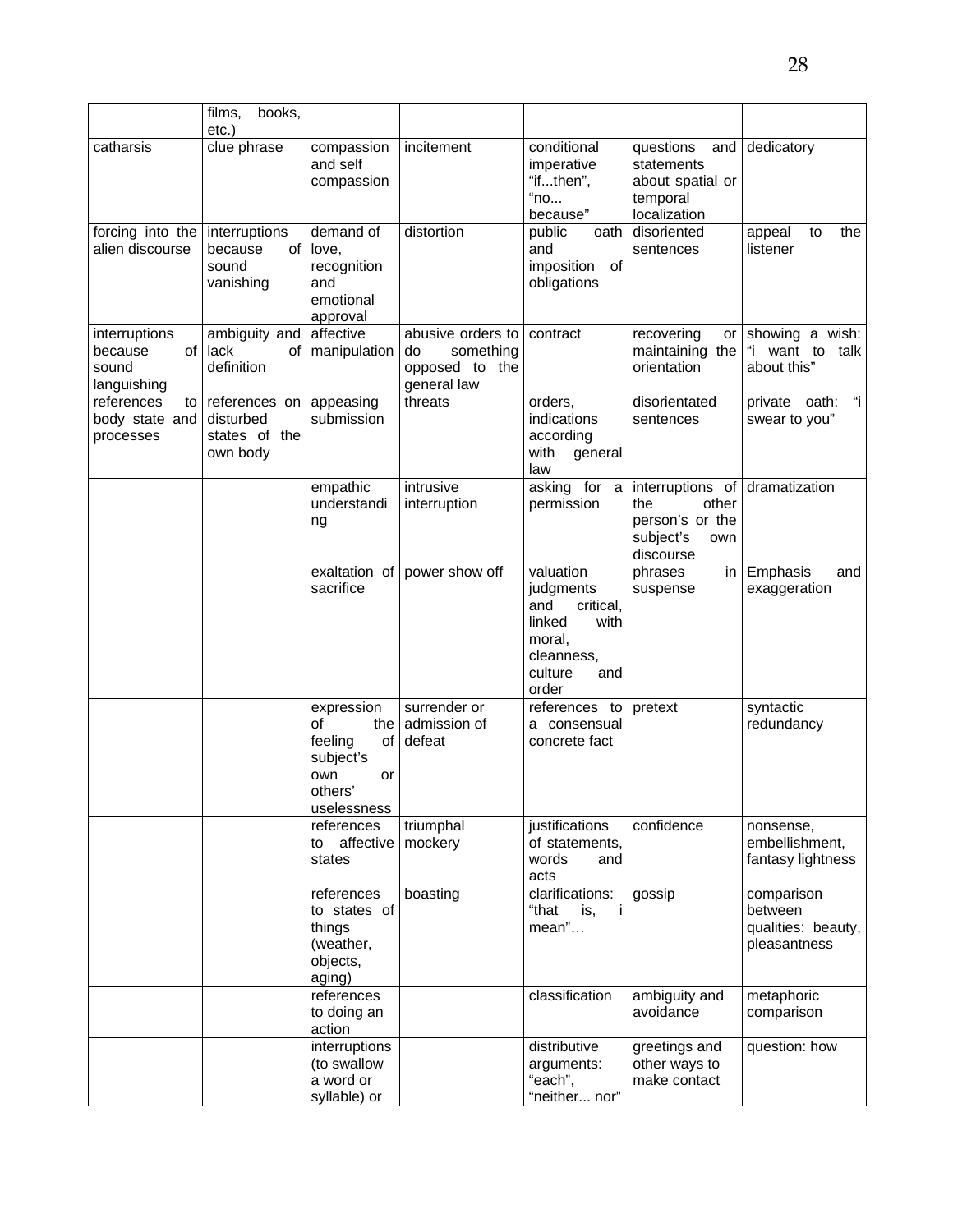|  | films, books, etc.) |  |  |  |  |  |
|---|---|---|---|---|---|---|
| catharsis | clue phrase | compassion and self compassion | incitement | conditional imperative "if...then", "no... because" | questions and statements about spatial or temporal localization | dedicatory |
| forcing into the alien discourse | interruptions because of sound vanishing | demand of love, recognition and emotional approval | distortion | public oath and imposition of obligations | disoriented sentences | appeal to the listener |
| interruptions because of sound languishing | ambiguity and lack of definition | affective manipulation | abusive orders to do something opposed to the general law | contract | recovering or maintaining the orientation | showing a wish: "i want to talk about this" |
| references to body state and processes | references on disturbed states of the own body | appeasing submission | threats | orders, indications according with general law | disorientated sentences | private oath: "i swear to you" |
|  |  | empathic understanding | intrusive interruption | asking for a permission | interruptions of the other person's or the subject's own discourse | dramatization |
|  |  | exaltation of sacrifice | power show off | valuation judgments and critical, linked with moral, cleanness, culture and order | phrases in suspense | Emphasis and exaggeration |
|  |  | expression of the feeling of subject's own or others' uselessness | surrender or admission of defeat | references to a consensual concrete fact | pretext | syntactic redundancy |
|  |  | references to affective states | triumphal mockery | justifications of statements, words and acts | confidence | nonsense, embellishment, fantasy lightness |
|  |  | references to states of things (weather, objects, aging) | boasting | clarifications: "that is, i mean"… | gossip | comparison between qualities: beauty, pleasantness |
|  |  | references to doing an action |  | classification | ambiguity and avoidance | metaphoric comparison |
|  |  | interruptions (to swallow a word or syllable) or |  | distributive arguments: "each", "neither... nor" | greetings and other ways to make contact | question: how |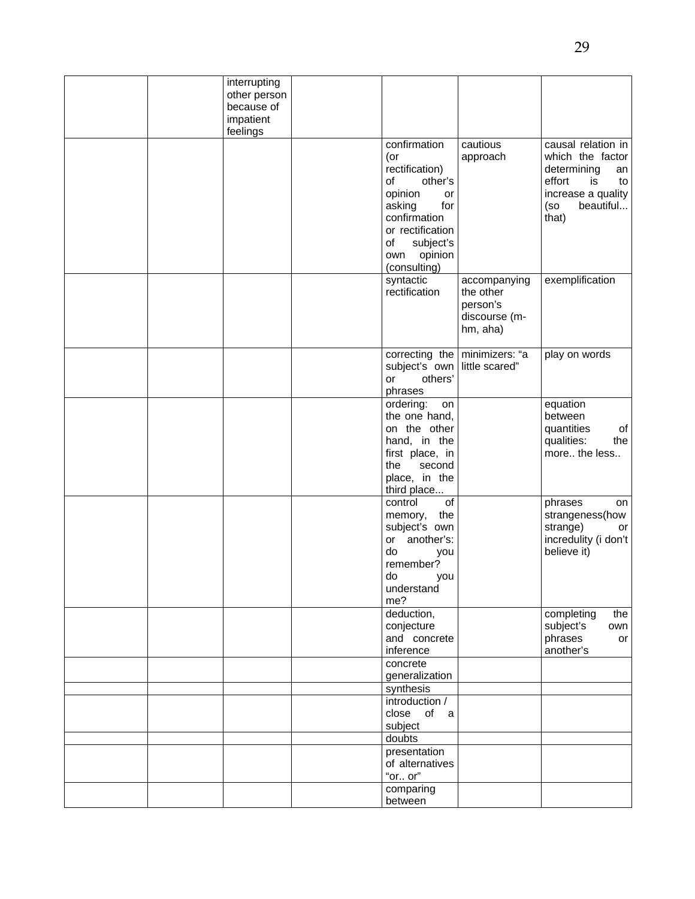| | | | | | | |
|---|---|---|---|---|---|---|
| | | interrupting other person because of impatient feelings | | | | |
| | | | | confirmation (or rectification) of other's opinion or asking for confirmation or rectification of subject's own opinion (consulting) | cautious approach | causal relation in which the factor determining an effort is to increase a quality (so beautiful... that) |
| | | | | syntactic rectification | accompanying the other person's discourse (m-hm, aha) | exemplification |
| | | | | correcting the subject's own or others' phrases | minimizers: "a little scared" | play on words |
| | | | | ordering: on the one hand, on the other hand, in the first place, in the second place, in the third place... | | equation between quantities of qualities: the more.. the less.. |
| | | | | control of memory, the subject's own or another's: do you remember? do you understand me? | | phrases on strangeness(how strange) or incredulity (i don't believe it) |
| | | | | deduction, conjecture and concrete inference | | completing the subject's own phrases or another's |
| | | | | concrete generalization | | |
| | | | | synthesis | | |
| | | | | introduction / close of a subject | | |
| | | | | doubts | | |
| | | | | presentation of alternatives "or.. or" | | |
| | | | | comparing between | | |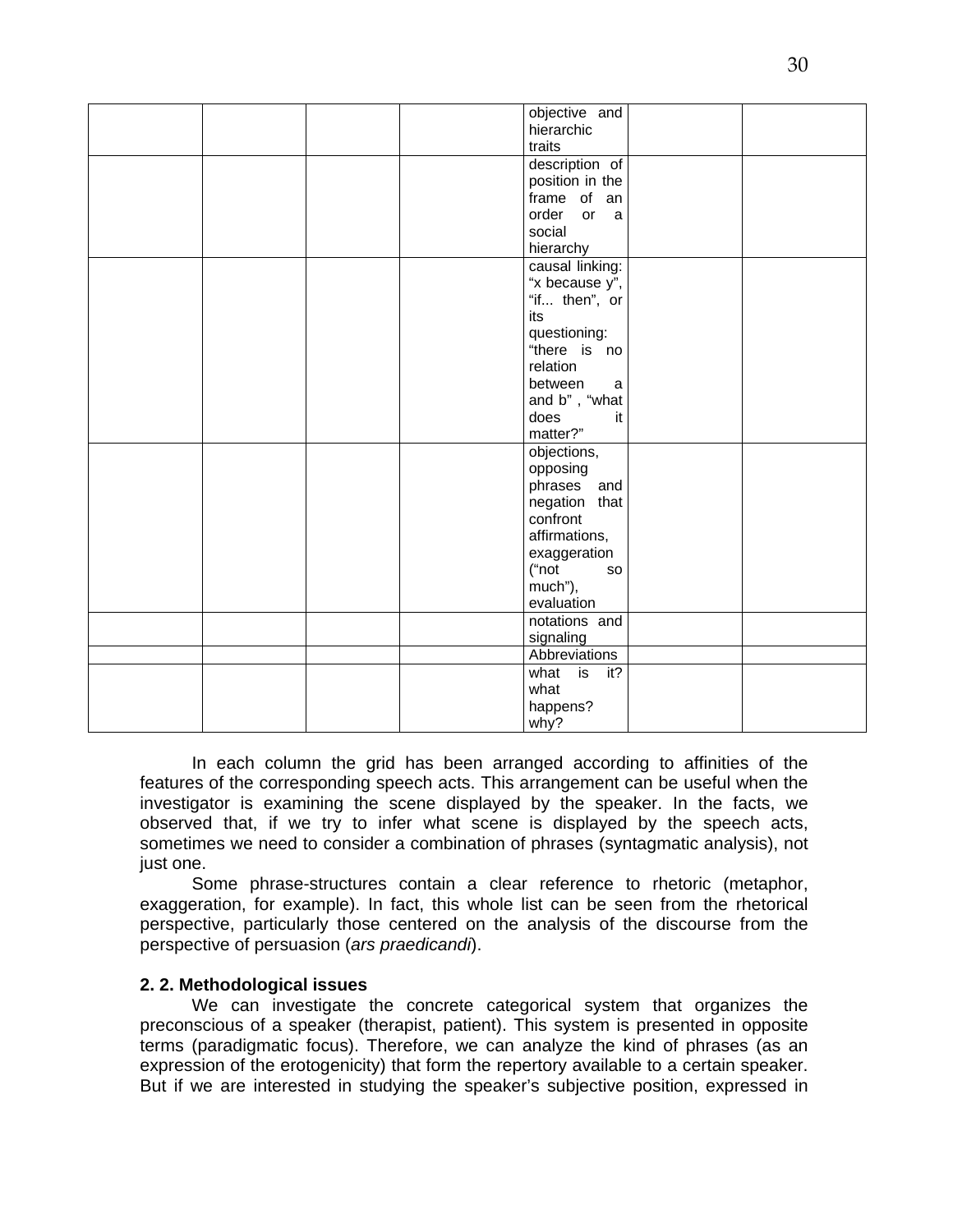| | | | | | | |
|---|---|---|---|---|---|---|
| | | | | objective and hierarchic traits | | |
| | | | | description of position in the frame of an order or a social hierarchy | | |
| | | | | causal linking: "x because y", "if... then", or its questioning: "there is no relation between a and b" , "what does it matter?" | | |
| | | | | objections, opposing phrases and negation that confront affirmations, exaggeration ("not so much"), evaluation | | |
| | | | | notations and signaling | | |
| | | | | Abbreviations | | |
| | | | | what is it? what happens? why? | | |

In each column the grid has been arranged according to affinities of the features of the corresponding speech acts. This arrangement can be useful when the investigator is examining the scene displayed by the speaker. In the facts, we observed that, if we try to infer what scene is displayed by the speech acts, sometimes we need to consider a combination of phrases (syntagmatic analysis), not just one.

Some phrase-structures contain a clear reference to rhetoric (metaphor, exaggeration, for example). In fact, this whole list can be seen from the rhetorical perspective, particularly those centered on the analysis of the discourse from the perspective of persuasion (*ars praedicandi*).

**2. 2. Methodological issues**

We can investigate the concrete categorical system that organizes the preconscious of a speaker (therapist, patient). This system is presented in opposite terms (paradigmatic focus). Therefore, we can analyze the kind of phrases (as an expression of the erotogenicity) that form the repertory available to a certain speaker. But if we are interested in studying the speaker's subjective position, expressed in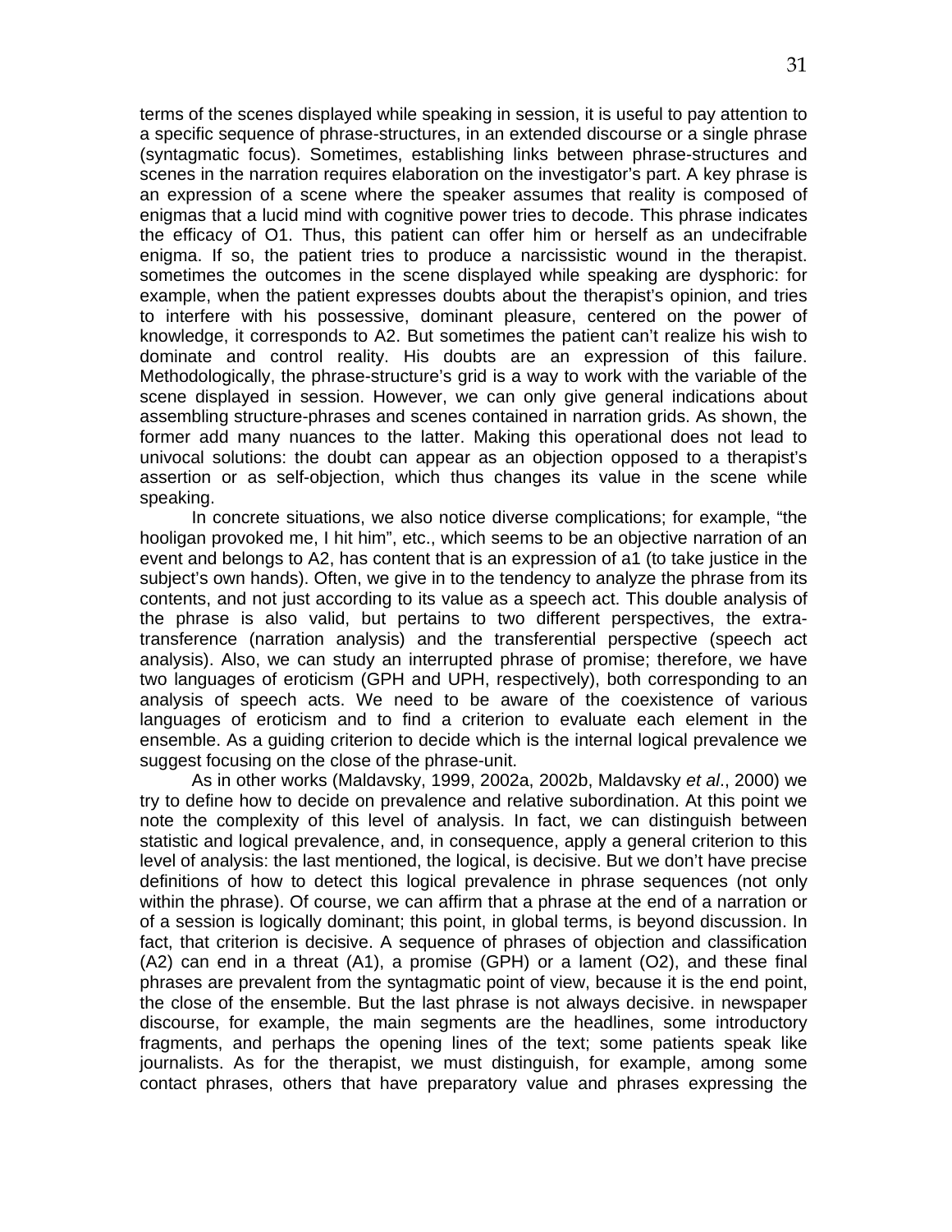terms of the scenes displayed while speaking in session, it is useful to pay attention to a specific sequence of phrase-structures, in an extended discourse or a single phrase (syntagmatic focus). Sometimes, establishing links between phrase-structures and scenes in the narration requires elaboration on the investigator's part. A key phrase is an expression of a scene where the speaker assumes that reality is composed of enigmas that a lucid mind with cognitive power tries to decode. This phrase indicates the efficacy of O1. Thus, this patient can offer him or herself as an undecifrable enigma. If so, the patient tries to produce a narcissistic wound in the therapist. sometimes the outcomes in the scene displayed while speaking are dysphoric: for example, when the patient expresses doubts about the therapist's opinion, and tries to interfere with his possessive, dominant pleasure, centered on the power of knowledge, it corresponds to A2. But sometimes the patient can't realize his wish to dominate and control reality. His doubts are an expression of this failure. Methodologically, the phrase-structure's grid is a way to work with the variable of the scene displayed in session. However, we can only give general indications about assembling structure-phrases and scenes contained in narration grids. As shown, the former add many nuances to the latter. Making this operational does not lead to univocal solutions: the doubt can appear as an objection opposed to a therapist's assertion or as self-objection, which thus changes its value in the scene while speaking.

In concrete situations, we also notice diverse complications; for example, "the hooligan provoked me, I hit him", etc., which seems to be an objective narration of an event and belongs to A2, has content that is an expression of a1 (to take justice in the subject's own hands). Often, we give in to the tendency to analyze the phrase from its contents, and not just according to its value as a speech act. This double analysis of the phrase is also valid, but pertains to two different perspectives, the extra-transference (narration analysis) and the transferential perspective (speech act analysis). Also, we can study an interrupted phrase of promise; therefore, we have two languages of eroticism (GPH and UPH, respectively), both corresponding to an analysis of speech acts. We need to be aware of the coexistence of various languages of eroticism and to find a criterion to evaluate each element in the ensemble. As a guiding criterion to decide which is the internal logical prevalence we suggest focusing on the close of the phrase-unit.

As in other works (Maldavsky, 1999, 2002a, 2002b, Maldavsky *et al*., 2000) we try to define how to decide on prevalence and relative subordination. At this point we note the complexity of this level of analysis. In fact, we can distinguish between statistic and logical prevalence, and, in consequence, apply a general criterion to this level of analysis: the last mentioned, the logical, is decisive. But we don't have precise definitions of how to detect this logical prevalence in phrase sequences (not only within the phrase). Of course, we can affirm that a phrase at the end of a narration or of a session is logically dominant; this point, in global terms, is beyond discussion. In fact, that criterion is decisive. A sequence of phrases of objection and classification (A2) can end in a threat (A1), a promise (GPH) or a lament (O2), and these final phrases are prevalent from the syntagmatic point of view, because it is the end point, the close of the ensemble. But the last phrase is not always decisive. in newspaper discourse, for example, the main segments are the headlines, some introductory fragments, and perhaps the opening lines of the text; some patients speak like journalists. As for the therapist, we must distinguish, for example, among some contact phrases, others that have preparatory value and phrases expressing the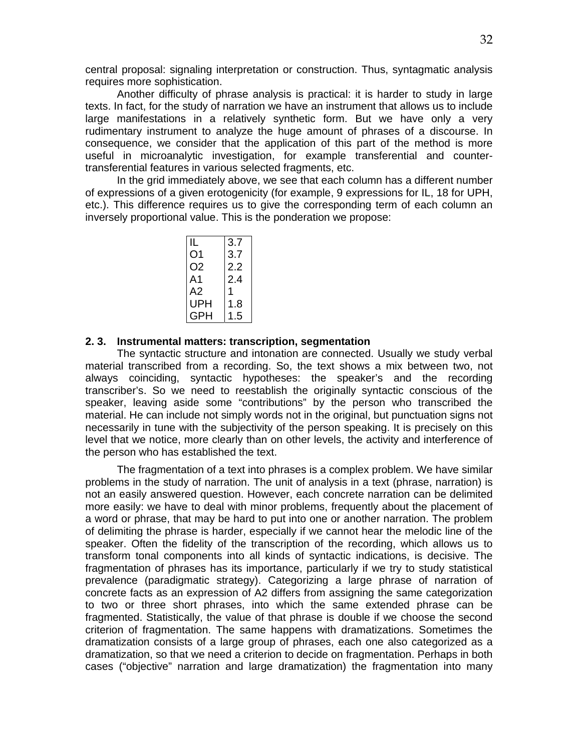central proposal: signaling interpretation or construction. Thus, syntagmatic analysis requires more sophistication.

Another difficulty of phrase analysis is practical: it is harder to study in large texts. In fact, for the study of narration we have an instrument that allows us to include large manifestations in a relatively synthetic form. But we have only a very rudimentary instrument to analyze the huge amount of phrases of a discourse. In consequence, we consider that the application of this part of the method is more useful in microanalytic investigation, for example transferential and counter-transferential features in various selected fragments, etc.

In the grid immediately above, we see that each column has a different number of expressions of a given erotogenicity (for example, 9 expressions for IL, 18 for UPH, etc.). This difference requires us to give the corresponding term of each column an inversely proportional value. This is the ponderation we propose:

| | |
|---|---|
| IL | 3.7 |
| O1 | 3.7 |
| O2 | 2.2 |
| A1 | 2.4 |
| A2 | 1 |
| UPH | 1.8 |
| GPH | 1.5 |

### 2. 3. Instrumental matters: transcription, segmentation

The syntactic structure and intonation are connected. Usually we study verbal material transcribed from a recording. So, the text shows a mix between two, not always coinciding, syntactic hypotheses: the speaker's and the recording transcriber's. So we need to reestablish the originally syntactic conscious of the speaker, leaving aside some "contributions" by the person who transcribed the material. He can include not simply words not in the original, but punctuation signs not necessarily in tune with the subjectivity of the person speaking. It is precisely on this level that we notice, more clearly than on other levels, the activity and interference of the person who has established the text.

The fragmentation of a text into phrases is a complex problem. We have similar problems in the study of narration. The unit of analysis in a text (phrase, narration) is not an easily answered question. However, each concrete narration can be delimited more easily: we have to deal with minor problems, frequently about the placement of a word or phrase, that may be hard to put into one or another narration. The problem of delimiting the phrase is harder, especially if we cannot hear the melodic line of the speaker. Often the fidelity of the transcription of the recording, which allows us to transform tonal components into all kinds of syntactic indications, is decisive. The fragmentation of phrases has its importance, particularly if we try to study statistical prevalence (paradigmatic strategy). Categorizing a large phrase of narration of concrete facts as an expression of A2 differs from assigning the same categorization to two or three short phrases, into which the same extended phrase can be fragmented. Statistically, the value of that phrase is double if we choose the second criterion of fragmentation. The same happens with dramatizations. Sometimes the dramatization consists of a large group of phrases, each one also categorized as a dramatization, so that we need a criterion to decide on fragmentation. Perhaps in both cases ("objective" narration and large dramatization) the fragmentation into many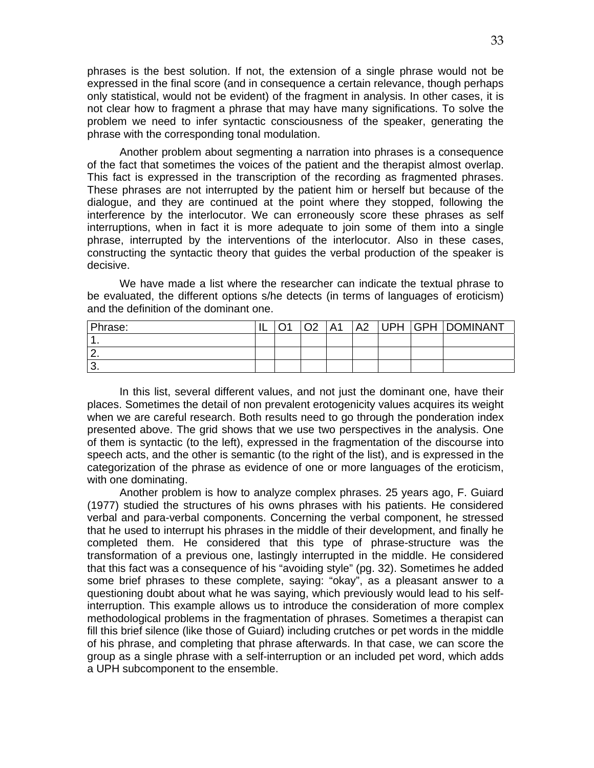phrases is the best solution. If not, the extension of a single phrase would not be expressed in the final score (and in consequence a certain relevance, though perhaps only statistical, would not be evident) of the fragment in analysis. In other cases, it is not clear how to fragment a phrase that may have many significations. To solve the problem we need to infer syntactic consciousness of the speaker, generating the phrase with the corresponding tonal modulation.

Another problem about segmenting a narration into phrases is a consequence of the fact that sometimes the voices of the patient and the therapist almost overlap. This fact is expressed in the transcription of the recording as fragmented phrases. These phrases are not interrupted by the patient him or herself but because of the dialogue, and they are continued at the point where they stopped, following the interference by the interlocutor. We can erroneously score these phrases as self interruptions, when in fact it is more adequate to join some of them into a single phrase, interrupted by the interventions of the interlocutor. Also in these cases, constructing the syntactic theory that guides the verbal production of the speaker is decisive.

We have made a list where the researcher can indicate the textual phrase to be evaluated, the different options s/he detects (in terms of languages of eroticism) and the definition of the dominant one.

| Phrase: | IL | O1 | O2 | A1 | A2 | UPH | GPH | DOMINANT |
|---|---|---|---|---|---|---|---|---|
| 1. | | | | | | | | |
| 2. | | | | | | | | |
| 3. | | | | | | | | |

In this list, several different values, and not just the dominant one, have their places. Sometimes the detail of non prevalent erotogenicity values acquires its weight when we are careful research. Both results need to go through the ponderation index presented above. The grid shows that we use two perspectives in the analysis. One of them is syntactic (to the left), expressed in the fragmentation of the discourse into speech acts, and the other is semantic (to the right of the list), and is expressed in the categorization of the phrase as evidence of one or more languages of the eroticism, with one dominating.

Another problem is how to analyze complex phrases. 25 years ago, F. Guiard (1977) studied the structures of his owns phrases with his patients. He considered verbal and para-verbal components. Concerning the verbal component, he stressed that he used to interrupt his phrases in the middle of their development, and finally he completed them. He considered that this type of phrase-structure was the transformation of a previous one, lastingly interrupted in the middle. He considered that this fact was a consequence of his "avoiding style" (pg. 32). Sometimes he added some brief phrases to these complete, saying: "okay", as a pleasant answer to a questioning doubt about what he was saying, which previously would lead to his self-interruption. This example allows us to introduce the consideration of more complex methodological problems in the fragmentation of phrases. Sometimes a therapist can fill this brief silence (like those of Guiard) including crutches or pet words in the middle of his phrase, and completing that phrase afterwards. In that case, we can score the group as a single phrase with a self-interruption or an included pet word, which adds a UPH subcomponent to the ensemble.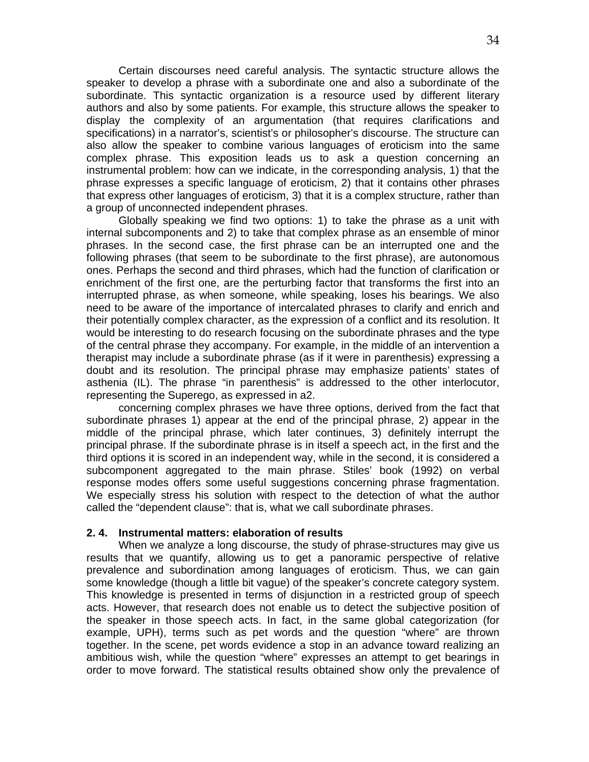Certain discourses need careful analysis. The syntactic structure allows the speaker to develop a phrase with a subordinate one and also a subordinate of the subordinate. This syntactic organization is a resource used by different literary authors and also by some patients. For example, this structure allows the speaker to display the complexity of an argumentation (that requires clarifications and specifications) in a narrator's, scientist's or philosopher's discourse. The structure can also allow the speaker to combine various languages of eroticism into the same complex phrase. This exposition leads us to ask a question concerning an instrumental problem: how can we indicate, in the corresponding analysis, 1) that the phrase expresses a specific language of eroticism, 2) that it contains other phrases that express other languages of eroticism, 3) that it is a complex structure, rather than a group of unconnected independent phrases.

Globally speaking we find two options: 1) to take the phrase as a unit with internal subcomponents and 2) to take that complex phrase as an ensemble of minor phrases. In the second case, the first phrase can be an interrupted one and the following phrases (that seem to be subordinate to the first phrase), are autonomous ones. Perhaps the second and third phrases, which had the function of clarification or enrichment of the first one, are the perturbing factor that transforms the first into an interrupted phrase, as when someone, while speaking, loses his bearings. We also need to be aware of the importance of intercalated phrases to clarify and enrich and their potentially complex character, as the expression of a conflict and its resolution. It would be interesting to do research focusing on the subordinate phrases and the type of the central phrase they accompany. For example, in the middle of an intervention a therapist may include a subordinate phrase (as if it were in parenthesis) expressing a doubt and its resolution. The principal phrase may emphasize patients' states of asthenia (IL). The phrase "in parenthesis" is addressed to the other interlocutor, representing the Superego, as expressed in a2.

concerning complex phrases we have three options, derived from the fact that subordinate phrases 1) appear at the end of the principal phrase, 2) appear in the middle of the principal phrase, which later continues, 3) definitely interrupt the principal phrase. If the subordinate phrase is in itself a speech act, in the first and the third options it is scored in an independent way, while in the second, it is considered a subcomponent aggregated to the main phrase. Stiles' book (1992) on verbal response modes offers some useful suggestions concerning phrase fragmentation. We especially stress his solution with respect to the detection of what the author called the "dependent clause": that is, what we call subordinate phrases.

### 2. 4. Instrumental matters: elaboration of results

When we analyze a long discourse, the study of phrase-structures may give us results that we quantify, allowing us to get a panoramic perspective of relative prevalence and subordination among languages of eroticism. Thus, we can gain some knowledge (though a little bit vague) of the speaker's concrete category system. This knowledge is presented in terms of disjunction in a restricted group of speech acts. However, that research does not enable us to detect the subjective position of the speaker in those speech acts. In fact, in the same global categorization (for example, UPH), terms such as pet words and the question "where" are thrown together. In the scene, pet words evidence a stop in an advance toward realizing an ambitious wish, while the question "where" expresses an attempt to get bearings in order to move forward. The statistical results obtained show only the prevalence of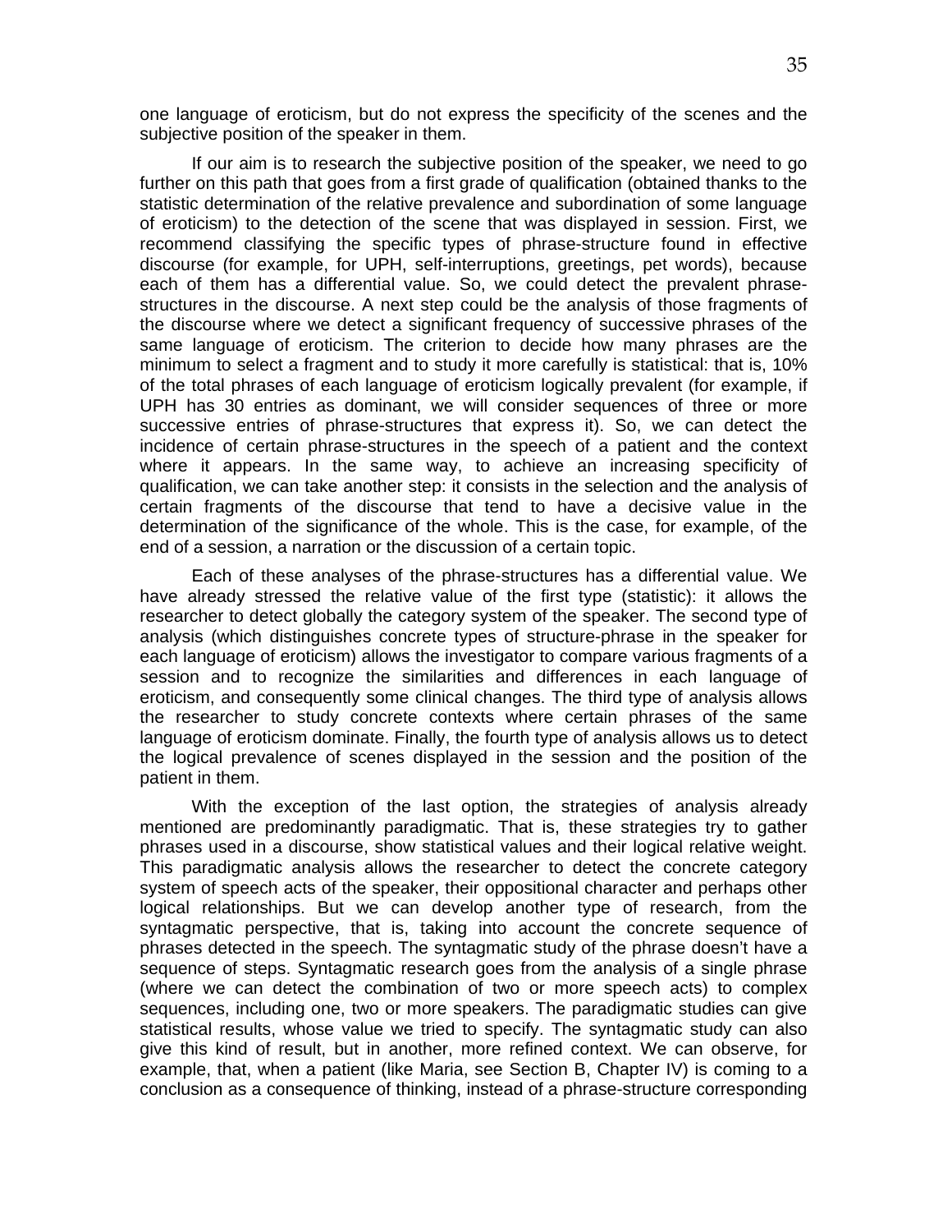one language of eroticism, but do not express the specificity of the scenes and the subjective position of the speaker in them.

If our aim is to research the subjective position of the speaker, we need to go further on this path that goes from a first grade of qualification (obtained thanks to the statistic determination of the relative prevalence and subordination of some language of eroticism) to the detection of the scene that was displayed in session. First, we recommend classifying the specific types of phrase-structure found in effective discourse (for example, for UPH, self-interruptions, greetings, pet words), because each of them has a differential value. So, we could detect the prevalent phrase-structures in the discourse. A next step could be the analysis of those fragments of the discourse where we detect a significant frequency of successive phrases of the same language of eroticism. The criterion to decide how many phrases are the minimum to select a fragment and to study it more carefully is statistical: that is, 10% of the total phrases of each language of eroticism logically prevalent (for example, if UPH has 30 entries as dominant, we will consider sequences of three or more successive entries of phrase-structures that express it). So, we can detect the incidence of certain phrase-structures in the speech of a patient and the context where it appears. In the same way, to achieve an increasing specificity of qualification, we can take another step: it consists in the selection and the analysis of certain fragments of the discourse that tend to have a decisive value in the determination of the significance of the whole. This is the case, for example, of the end of a session, a narration or the discussion of a certain topic.

Each of these analyses of the phrase-structures has a differential value. We have already stressed the relative value of the first type (statistic): it allows the researcher to detect globally the category system of the speaker. The second type of analysis (which distinguishes concrete types of structure-phrase in the speaker for each language of eroticism) allows the investigator to compare various fragments of a session and to recognize the similarities and differences in each language of eroticism, and consequently some clinical changes. The third type of analysis allows the researcher to study concrete contexts where certain phrases of the same language of eroticism dominate. Finally, the fourth type of analysis allows us to detect the logical prevalence of scenes displayed in the session and the position of the patient in them.

With the exception of the last option, the strategies of analysis already mentioned are predominantly paradigmatic. That is, these strategies try to gather phrases used in a discourse, show statistical values and their logical relative weight. This paradigmatic analysis allows the researcher to detect the concrete category system of speech acts of the speaker, their oppositional character and perhaps other logical relationships. But we can develop another type of research, from the syntagmatic perspective, that is, taking into account the concrete sequence of phrases detected in the speech. The syntagmatic study of the phrase doesn't have a sequence of steps. Syntagmatic research goes from the analysis of a single phrase (where we can detect the combination of two or more speech acts) to complex sequences, including one, two or more speakers. The paradigmatic studies can give statistical results, whose value we tried to specify. The syntagmatic study can also give this kind of result, but in another, more refined context. We can observe, for example, that, when a patient (like Maria, see Section B, Chapter IV) is coming to a conclusion as a consequence of thinking, instead of a phrase-structure corresponding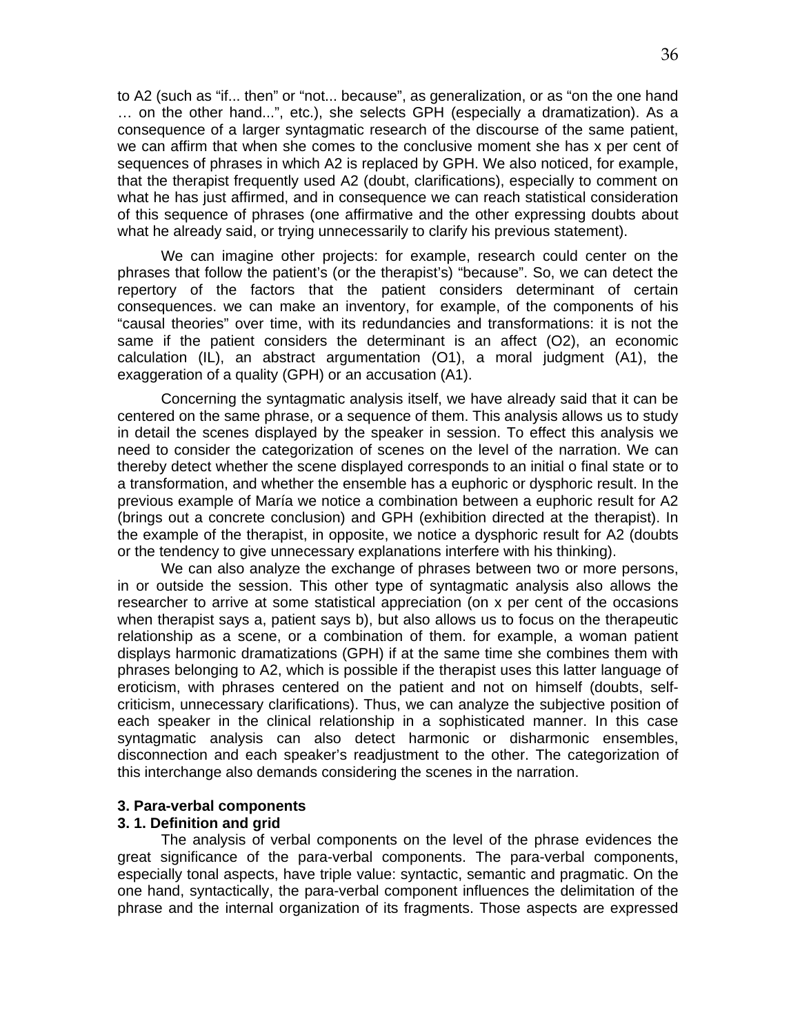to A2 (such as "if... then" or "not... because", as generalization, or as "on the one hand … on the other hand...", etc.), she selects GPH (especially a dramatization). As a consequence of a larger syntagmatic research of the discourse of the same patient, we can affirm that when she comes to the conclusive moment she has x per cent of sequences of phrases in which A2 is replaced by GPH. We also noticed, for example, that the therapist frequently used A2 (doubt, clarifications), especially to comment on what he has just affirmed, and in consequence we can reach statistical consideration of this sequence of phrases (one affirmative and the other expressing doubts about what he already said, or trying unnecessarily to clarify his previous statement).

We can imagine other projects: for example, research could center on the phrases that follow the patient's (or the therapist's) "because". So, we can detect the repertory of the factors that the patient considers determinant of certain consequences. we can make an inventory, for example, of the components of his "causal theories" over time, with its redundancies and transformations: it is not the same if the patient considers the determinant is an affect (O2), an economic calculation (IL), an abstract argumentation (O1), a moral judgment (A1), the exaggeration of a quality (GPH) or an accusation (A1).

Concerning the syntagmatic analysis itself, we have already said that it can be centered on the same phrase, or a sequence of them. This analysis allows us to study in detail the scenes displayed by the speaker in session. To effect this analysis we need to consider the categorization of scenes on the level of the narration. We can thereby detect whether the scene displayed corresponds to an initial o final state or to a transformation, and whether the ensemble has a euphoric or dysphoric result. In the previous example of María we notice a combination between a euphoric result for A2 (brings out a concrete conclusion) and GPH (exhibition directed at the therapist). In the example of the therapist, in opposite, we notice a dysphoric result for A2 (doubts or the tendency to give unnecessary explanations interfere with his thinking).

We can also analyze the exchange of phrases between two or more persons, in or outside the session. This other type of syntagmatic analysis also allows the researcher to arrive at some statistical appreciation (on x per cent of the occasions when therapist says a, patient says b), but also allows us to focus on the therapeutic relationship as a scene, or a combination of them. for example, a woman patient displays harmonic dramatizations (GPH) if at the same time she combines them with phrases belonging to A2, which is possible if the therapist uses this latter language of eroticism, with phrases centered on the patient and not on himself (doubts, self-criticism, unnecessary clarifications). Thus, we can analyze the subjective position of each speaker in the clinical relationship in a sophisticated manner. In this case syntagmatic analysis can also detect harmonic or disharmonic ensembles, disconnection and each speaker's readjustment to the other. The categorization of this interchange also demands considering the scenes in the narration.

### 3. Para-verbal components

#### 3. 1. Definition and grid

The analysis of verbal components on the level of the phrase evidences the great significance of the para-verbal components. The para-verbal components, especially tonal aspects, have triple value: syntactic, semantic and pragmatic. On the one hand, syntactically, the para-verbal component influences the delimitation of the phrase and the internal organization of its fragments. Those aspects are expressed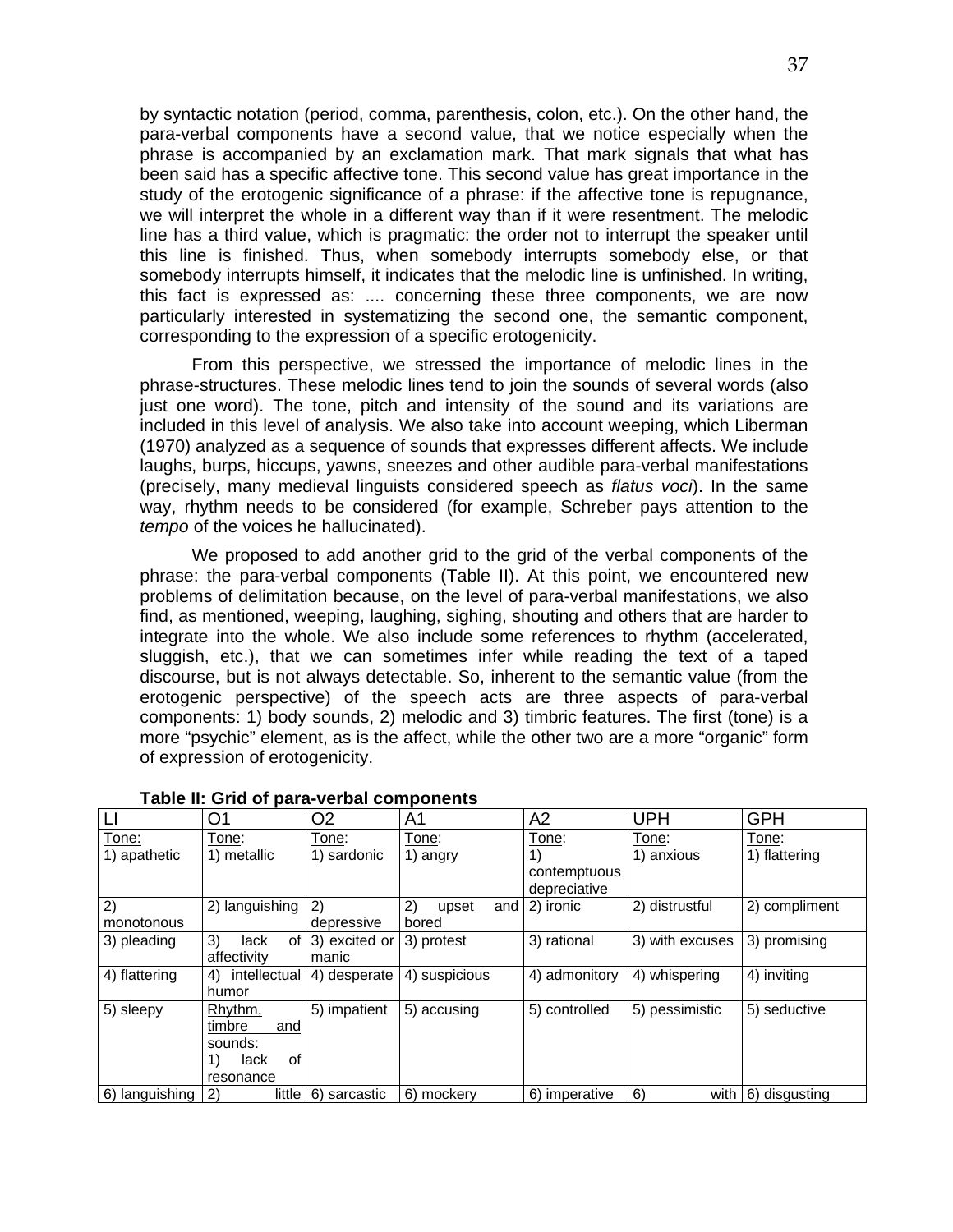by syntactic notation (period, comma, parenthesis, colon, etc.). On the other hand, the para-verbal components have a second value, that we notice especially when the phrase is accompanied by an exclamation mark. That mark signals that what has been said has a specific affective tone. This second value has great importance in the study of the erotogenic significance of a phrase: if the affective tone is repugnance, we will interpret the whole in a different way than if it were resentment. The melodic line has a third value, which is pragmatic: the order not to interrupt the speaker until this line is finished. Thus, when somebody interrupts somebody else, or that somebody interrupts himself, it indicates that the melodic line is unfinished. In writing, this fact is expressed as: .... concerning these three components, we are now particularly interested in systematizing the second one, the semantic component, corresponding to the expression of a specific erotogenicity.

From this perspective, we stressed the importance of melodic lines in the phrase-structures. These melodic lines tend to join the sounds of several words (also just one word). The tone, pitch and intensity of the sound and its variations are included in this level of analysis. We also take into account weeping, which Liberman (1970) analyzed as a sequence of sounds that expresses different affects. We include laughs, burps, hiccups, yawns, sneezes and other audible para-verbal manifestations (precisely, many medieval linguists considered speech as *flatus voci*). In the same way, rhythm needs to be considered (for example, Schreber pays attention to the *tempo* of the voices he hallucinated).

We proposed to add another grid to the grid of the verbal components of the phrase: the para-verbal components (Table II). At this point, we encountered new problems of delimitation because, on the level of para-verbal manifestations, we also find, as mentioned, weeping, laughing, sighing, shouting and others that are harder to integrate into the whole. We also include some references to rhythm (accelerated, sluggish, etc.), that we can sometimes infer while reading the text of a taped discourse, but is not always detectable. So, inherent to the semantic value (from the erotogenic perspective) of the speech acts are three aspects of para-verbal components: 1) body sounds, 2) melodic and 3) timbric features. The first (tone) is a more "psychic" element, as is the affect, while the other two are a more "organic" form of expression of erotogenicity.

**Table II: Grid of para-verbal components**

| LI | O1 | O2 | A1 | A2 | UPH | GPH |
|---|---|---|---|---|---|---|
| Tone:<br>1) apathetic | Tone:<br>1) metallic | Tone:<br>1) sardonic | Tone:<br>1) angry | Tone:<br>1) contemptuous depreciative | Tone:<br>1) anxious | Tone:<br>1) flattering |
| 2) monotonous | 2) languishing | 2) depressive | 2) upset and bored | 2) ironic | 2) distrustful | 2) compliment |
| 3) pleading | 3) lack of affectivity | 3) excited or manic | 3) protest | 3) rational | 3) with excuses | 3) promising |
| 4) flattering | 4) intellectual humor | 4) desperate | 4) suspicious | 4) admonitory | 4) whispering | 4) inviting |
| 5) sleepy | Rhythm, timbre and sounds:<br>1) lack of resonance | 5) impatient | 5) accusing | 5) controlled | 5) pessimistic | 5) seductive |
| 6) languishing | 2) little | 6) sarcastic | 6) mockery | 6) imperative | 6) with | 6) disgusting |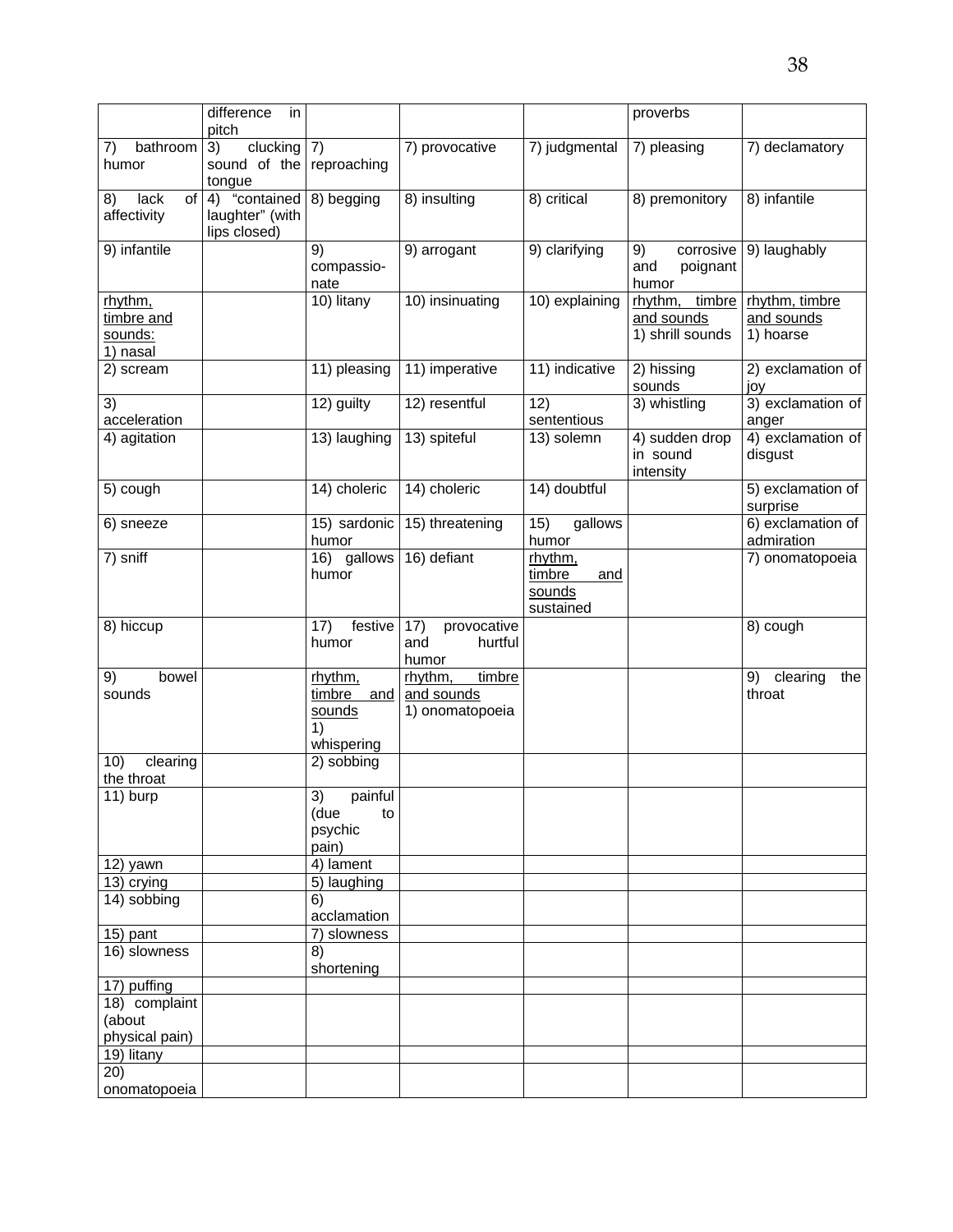|  | difference in pitch |  |  |  | proverbs |  |
|---|---|---|---|---|---|---|
| 7) bathroom humor | 3) clucking sound of the tongue | 7) reproaching | 7) provocative | 7) judgmental | 7) pleasing | 7) declamatory |
| 8) lack of affectivity | 4) “contained laughter” (with lips closed) | 8) begging | 8) insulting | 8) critical | 8) premonitory | 8) infantile |
| 9) infantile |  | 9) compassio-nate | 9) arrogant | 9) clarifying | 9) corrosive and poignant humor | 9) laughably |
| rhythm, timbre and sounds: 1) nasal |  | 10) litany | 10) insinuating | 10) explaining | rhythm, timbre and sounds 1) shrill sounds | rhythm, timbre and sounds 1) hoarse |
| 2) scream |  | 11) pleasing | 11) imperative | 11) indicative | 2) hissing sounds | 2) exclamation of joy |
| 3) acceleration |  | 12) guilty | 12) resentful | 12) sententious | 3) whistling | 3) exclamation of anger |
| 4) agitation |  | 13) laughing | 13) spiteful | 13) solemn | 4) sudden drop in sound intensity | 4) exclamation of disgust |
| 5) cough |  | 14) choleric | 14) choleric | 14) doubtful |  | 5) exclamation of surprise |
| 6) sneeze |  | 15) sardonic humor | 15) threatening | 15) gallows humor |  | 6) exclamation of admiration |
| 7) sniff |  | 16) gallows humor | 16) defiant | rhythm, timbre and sounds sustained |  | 7) onomatopoeia |
| 8) hiccup |  | 17) festive humor | 17) provocative and hurtful humor |  |  | 8) cough |
| 9) bowel sounds |  | rhythm, timbre and sounds 1) whispering | rhythm, timbre and sounds 1) onomatopoeia |  |  | 9) clearing the throat |
| 10) clearing the throat |  | 2) sobbing |  |  |  |  |
| 11) burp |  | 3) painful (due to psychic pain) |  |  |  |  |
| 12) yawn |  | 4) lament |  |  |  |  |
| 13) crying |  | 5) laughing |  |  |  |  |
| 14) sobbing |  | 6) acclamation |  |  |  |  |
| 15) pant |  | 7) slowness |  |  |  |  |
| 16) slowness |  | 8) shortening |  |  |  |  |
| 17) puffing |  |  |  |  |  |  |
| 18) complaint (about physical pain) |  |  |  |  |  |  |
| 19) litany |  |  |  |  |  |  |
| 20) onomatopoeia |  |  |  |  |  |  |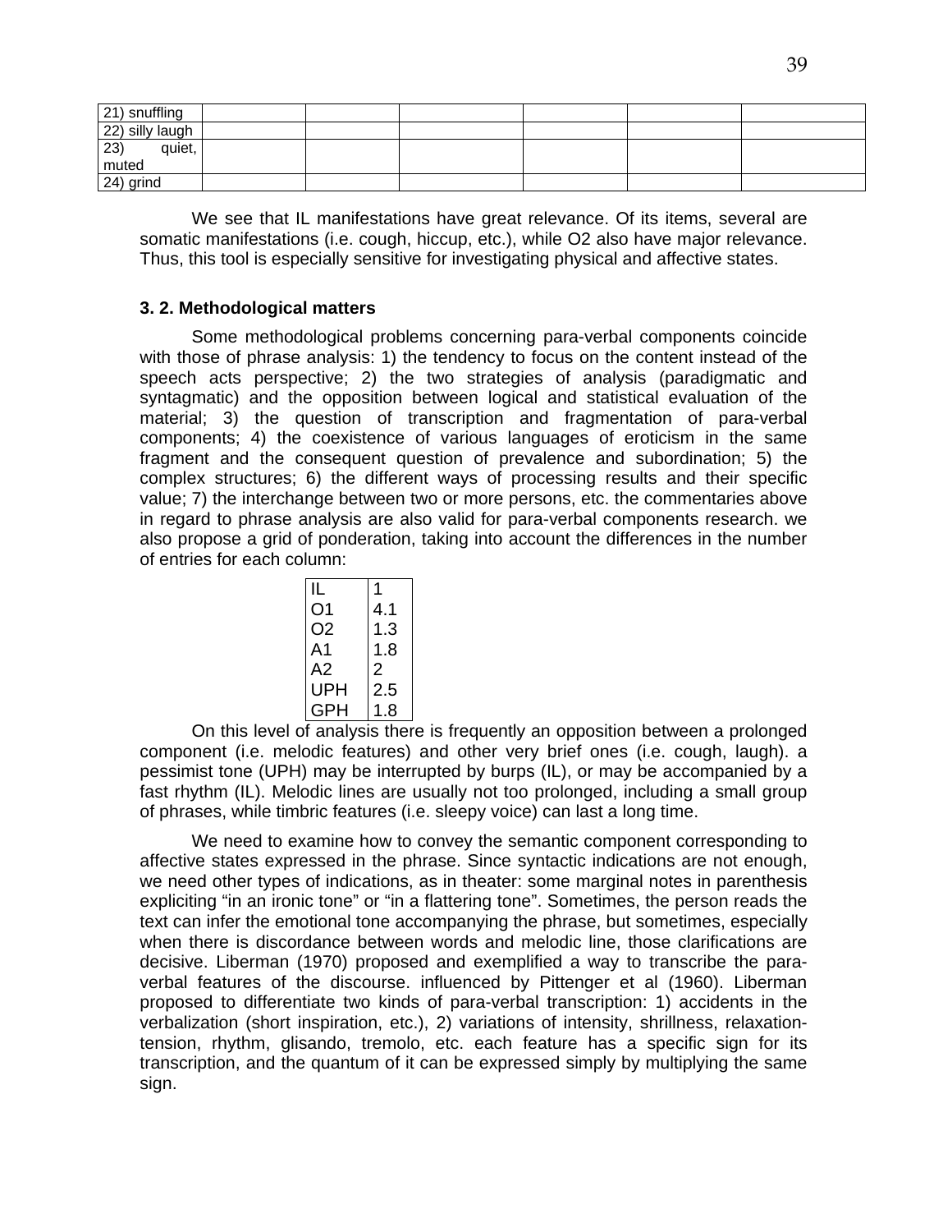| 21) snuffling | | | | | | |
|---|---|---|---|---|---|---|
| 22) silly laugh | | | | | | |
| 23) quiet, muted | | | | | | |
| 24) grind | | | | | | |

We see that IL manifestations have great relevance. Of its items, several are somatic manifestations (i.e. cough, hiccup, etc.), while O2 also have major relevance. Thus, this tool is especially sensitive for investigating physical and affective states.

### 3. 2. Methodological matters

Some methodological problems concerning para-verbal components coincide with those of phrase analysis: 1) the tendency to focus on the content instead of the speech acts perspective; 2) the two strategies of analysis (paradigmatic and syntagmatic) and the opposition between logical and statistical evaluation of the material; 3) the question of transcription and fragmentation of para-verbal components; 4) the coexistence of various languages of eroticism in the same fragment and the consequent question of prevalence and subordination; 5) the complex structures; 6) the different ways of processing results and their specific value; 7) the interchange between two or more persons, etc. the commentaries above in regard to phrase analysis are also valid for para-verbal components research. we also propose a grid of ponderation, taking into account the differences in the number of entries for each column:

| IL | 1 |
|---|---|
| O1 | 4.1 |
| O2 | 1.3 |
| A1 | 1.8 |
| A2 | 2 |
| UPH | 2.5 |
| GPH | 1.8 |

On this level of analysis there is frequently an opposition between a prolonged component (i.e. melodic features) and other very brief ones (i.e. cough, laugh). a pessimist tone (UPH) may be interrupted by burps (IL), or may be accompanied by a fast rhythm (IL). Melodic lines are usually not too prolonged, including a small group of phrases, while timbric features (i.e. sleepy voice) can last a long time.

We need to examine how to convey the semantic component corresponding to affective states expressed in the phrase. Since syntactic indications are not enough, we need other types of indications, as in theater: some marginal notes in parenthesis expliciting “in an ironic tone” or “in a flattering tone”. Sometimes, the person reads the text can infer the emotional tone accompanying the phrase, but sometimes, especially when there is discordance between words and melodic line, those clarifications are decisive. Liberman (1970) proposed and exemplified a way to transcribe the para-verbal features of the discourse. influenced by Pittenger et al (1960). Liberman proposed to differentiate two kinds of para-verbal transcription: 1) accidents in the verbalization (short inspiration, etc.), 2) variations of intensity, shrillness, relaxation-tension, rhythm, glisando, tremolo, etc. each feature has a specific sign for its transcription, and the quantum of it can be expressed simply by multiplying the same sign.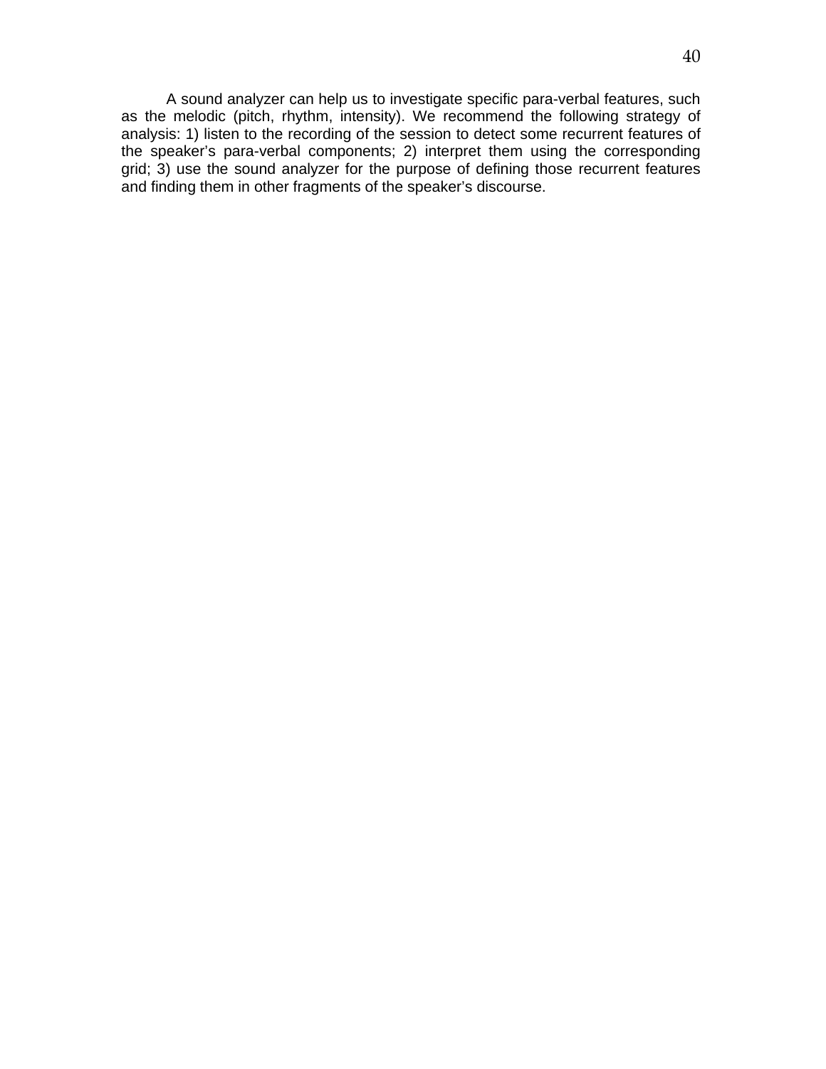A sound analyzer can help us to investigate specific para-verbal features, such as the melodic (pitch, rhythm, intensity). We recommend the following strategy of analysis: 1) listen to the recording of the session to detect some recurrent features of the speaker's para-verbal components; 2) interpret them using the corresponding grid; 3) use the sound analyzer for the purpose of defining those recurrent features and finding them in other fragments of the speaker's discourse.